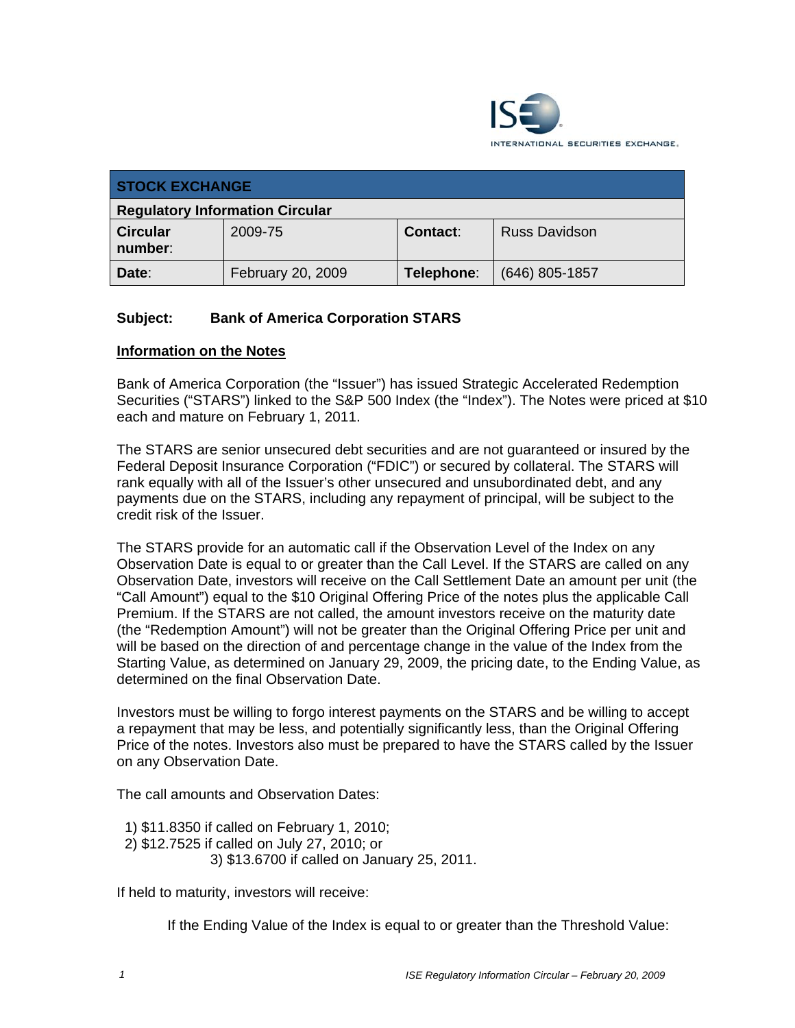| STOCK EXCHANGE | | | |
|---|---|---|---|
| **Regulatory Information Circular** | | | |
| **Circular number**: | 2009-75 | **Contact**: | Russ Davidson |
| **Date**: | February 20, 2009 | **Telephone**: | (646) 805-1857 |

**Subject: Bank of America Corporation STARS**

## Information on the Notes

Bank of America Corporation (the "Issuer") has issued Strategic Accelerated Redemption Securities ("STARS") linked to the S&P 500 Index (the "Index"). The Notes were priced at $10 each and mature on February 1, 2011.

The STARS are senior unsecured debt securities and are not guaranteed or insured by the Federal Deposit Insurance Corporation ("FDIC") or secured by collateral. The STARS will rank equally with all of the Issuer's other unsecured and unsubordinated debt, and any payments due on the STARS, including any repayment of principal, will be subject to the credit risk of the Issuer.

The STARS provide for an automatic call if the Observation Level of the Index on any Observation Date is equal to or greater than the Call Level. If the STARS are called on any Observation Date, investors will receive on the Call Settlement Date an amount per unit (the "Call Amount") equal to the $10 Original Offering Price of the notes plus the applicable Call Premium. If the STARS are not called, the amount investors receive on the maturity date (the "Redemption Amount") will not be greater than the Original Offering Price per unit and will be based on the direction of and percentage change in the value of the Index from the Starting Value, as determined on January 29, 2009, the pricing date, to the Ending Value, as determined on the final Observation Date.

Investors must be willing to forgo interest payments on the STARS and be willing to accept a repayment that may be less, and potentially significantly less, than the Original Offering Price of the notes. Investors also must be prepared to have the STARS called by the Issuer on any Observation Date.

The call amounts and Observation Dates:

1) $11.8350 if called on February 1, 2010;
2) $12.7525 if called on July 27, 2010; or
3) $13.6700 if called on January 25, 2011.

If held to maturity, investors will receive:

If the Ending Value of the Index is equal to or greater than the Threshold Value: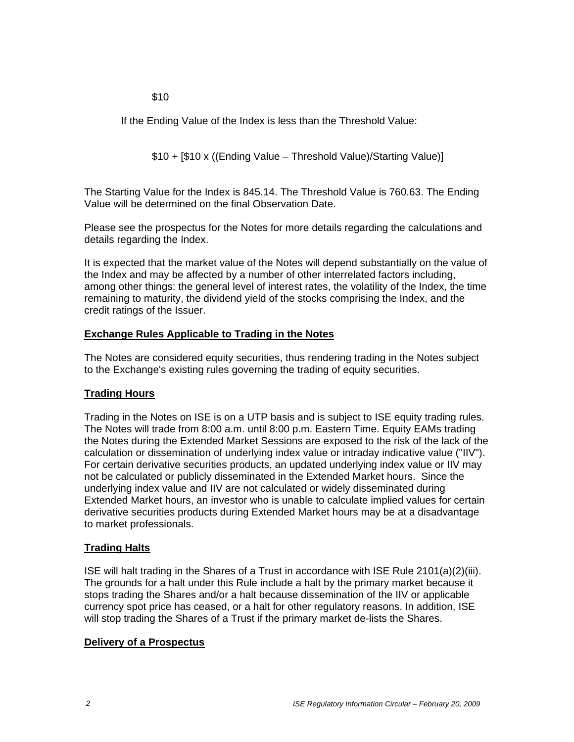$10

If the Ending Value of the Index is less than the Threshold Value:

$10 + [$10 x ((Ending Value – Threshold Value)/Starting Value)]

The Starting Value for the Index is 845.14. The Threshold Value is 760.63. The Ending Value will be determined on the final Observation Date.

Please see the prospectus for the Notes for more details regarding the calculations and details regarding the Index.

It is expected that the market value of the Notes will depend substantially on the value of the Index and may be affected by a number of other interrelated factors including, among other things: the general level of interest rates, the volatility of the Index, the time remaining to maturity, the dividend yield of the stocks comprising the Index, and the credit ratings of the Issuer.

**Exchange Rules Applicable to Trading in the Notes**

The Notes are considered equity securities, thus rendering trading in the Notes subject to the Exchange's existing rules governing the trading of equity securities.

**Trading Hours**

Trading in the Notes on ISE is on a UTP basis and is subject to ISE equity trading rules. The Notes will trade from 8:00 a.m. until 8:00 p.m. Eastern Time. Equity EAMs trading the Notes during the Extended Market Sessions are exposed to the risk of the lack of the calculation or dissemination of underlying index value or intraday indicative value ("IIV"). For certain derivative securities products, an updated underlying index value or IIV may not be calculated or publicly disseminated in the Extended Market hours. Since the underlying index value and IIV are not calculated or widely disseminated during Extended Market hours, an investor who is unable to calculate implied values for certain derivative securities products during Extended Market hours may be at a disadvantage to market professionals.

**Trading Halts**

ISE will halt trading in the Shares of a Trust in accordance with ISE Rule 2101(a)(2)(iii). The grounds for a halt under this Rule include a halt by the primary market because it stops trading the Shares and/or a halt because dissemination of the IIV or applicable currency spot price has ceased, or a halt for other regulatory reasons. In addition, ISE will stop trading the Shares of a Trust if the primary market de-lists the Shares.

**Delivery of a Prospectus**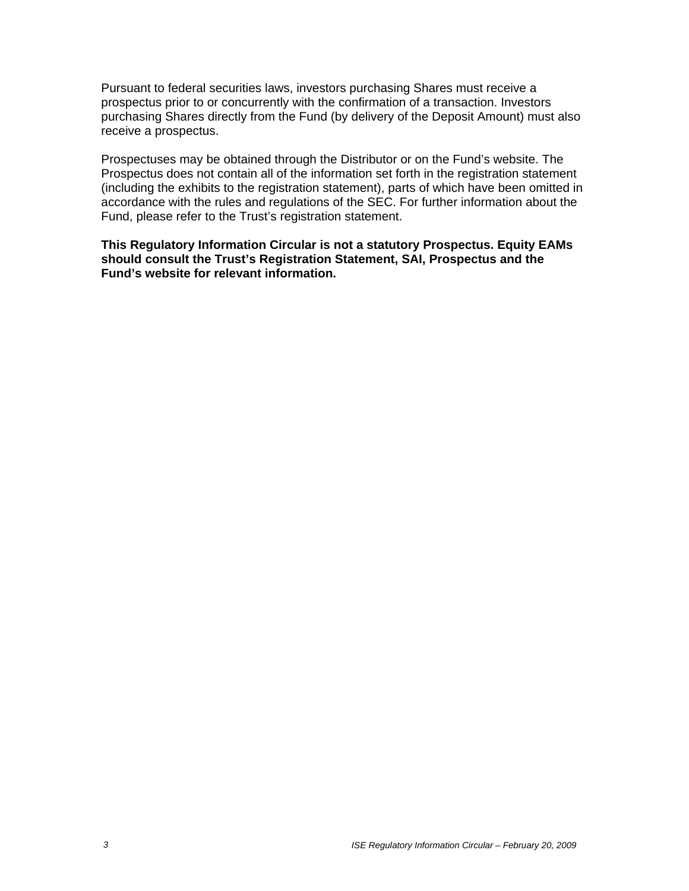Pursuant to federal securities laws, investors purchasing Shares must receive a prospectus prior to or concurrently with the confirmation of a transaction. Investors purchasing Shares directly from the Fund (by delivery of the Deposit Amount) must also receive a prospectus.

Prospectuses may be obtained through the Distributor or on the Fund's website. The Prospectus does not contain all of the information set forth in the registration statement (including the exhibits to the registration statement), parts of which have been omitted in accordance with the rules and regulations of the SEC. For further information about the Fund, please refer to the Trust's registration statement.

**This Regulatory Information Circular is not a statutory Prospectus. Equity EAMs should consult the Trust's Registration Statement, SAI, Prospectus and the Fund's website for relevant information.**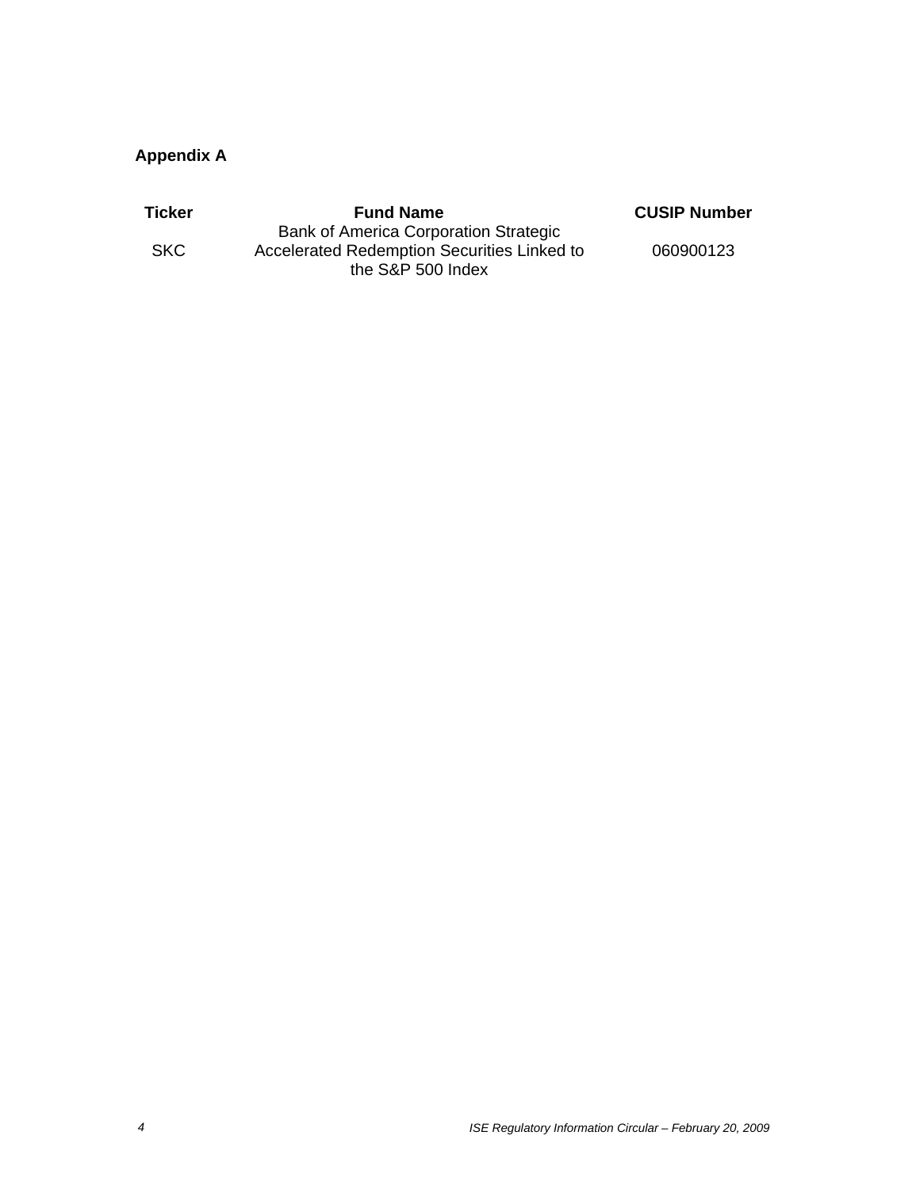**Appendix A**

| Ticker | Fund Name | CUSIP Number |
|---|---|---|
| SKC | Bank of America Corporation Strategic Accelerated Redemption Securities Linked to the S&P 500 Index | 060900123 |